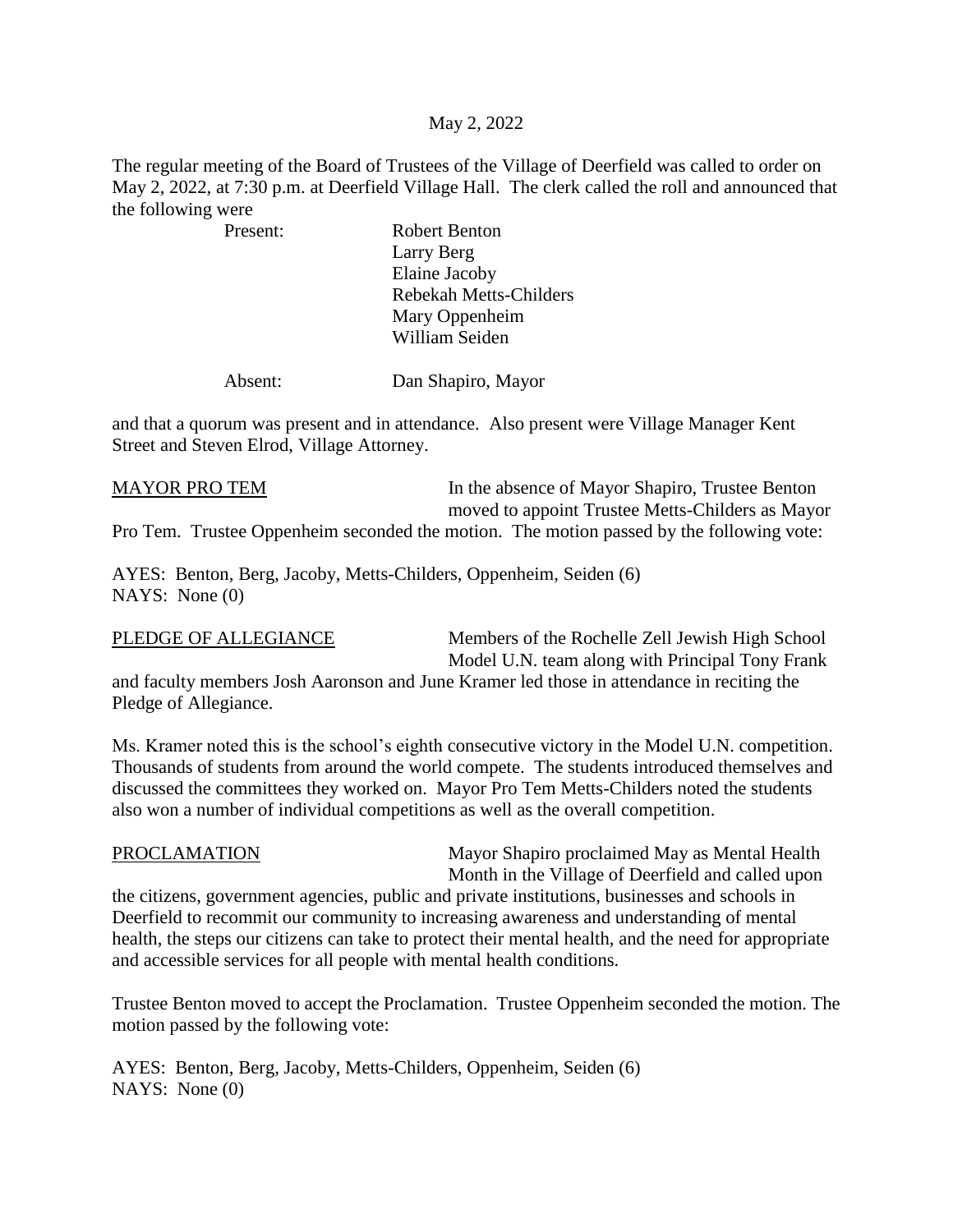May 2, 2022

The regular meeting of the Board of Trustees of the Village of Deerfield was called to order on May 2, 2022, at 7:30 p.m. at Deerfield Village Hall. The clerk called the roll and announced that the following were

Present: Robert Benton
Larry Berg
Elaine Jacoby
Rebekah Metts-Childers
Mary Oppenheim
William Seiden

Absent: Dan Shapiro, Mayor

and that a quorum was present and in attendance. Also present were Village Manager Kent Street and Steven Elrod, Village Attorney.

MAYOR PRO TEM In the absence of Mayor Shapiro, Trustee Benton moved to appoint Trustee Metts-Childers as Mayor Pro Tem. Trustee Oppenheim seconded the motion. The motion passed by the following vote:

AYES: Benton, Berg, Jacoby, Metts-Childers, Oppenheim, Seiden (6)
NAYS: None (0)

PLEDGE OF ALLEGIANCE Members of the Rochelle Zell Jewish High School Model U.N. team along with Principal Tony Frank and faculty members Josh Aaronson and June Kramer led those in attendance in reciting the Pledge of Allegiance.

Ms. Kramer noted this is the school's eighth consecutive victory in the Model U.N. competition. Thousands of students from around the world compete. The students introduced themselves and discussed the committees they worked on. Mayor Pro Tem Metts-Childers noted the students also won a number of individual competitions as well as the overall competition.

PROCLAMATION Mayor Shapiro proclaimed May as Mental Health Month in the Village of Deerfield and called upon the citizens, government agencies, public and private institutions, businesses and schools in Deerfield to recommit our community to increasing awareness and understanding of mental health, the steps our citizens can take to protect their mental health, and the need for appropriate and accessible services for all people with mental health conditions.

Trustee Benton moved to accept the Proclamation. Trustee Oppenheim seconded the motion. The motion passed by the following vote:

AYES: Benton, Berg, Jacoby, Metts-Childers, Oppenheim, Seiden (6)
NAYS: None (0)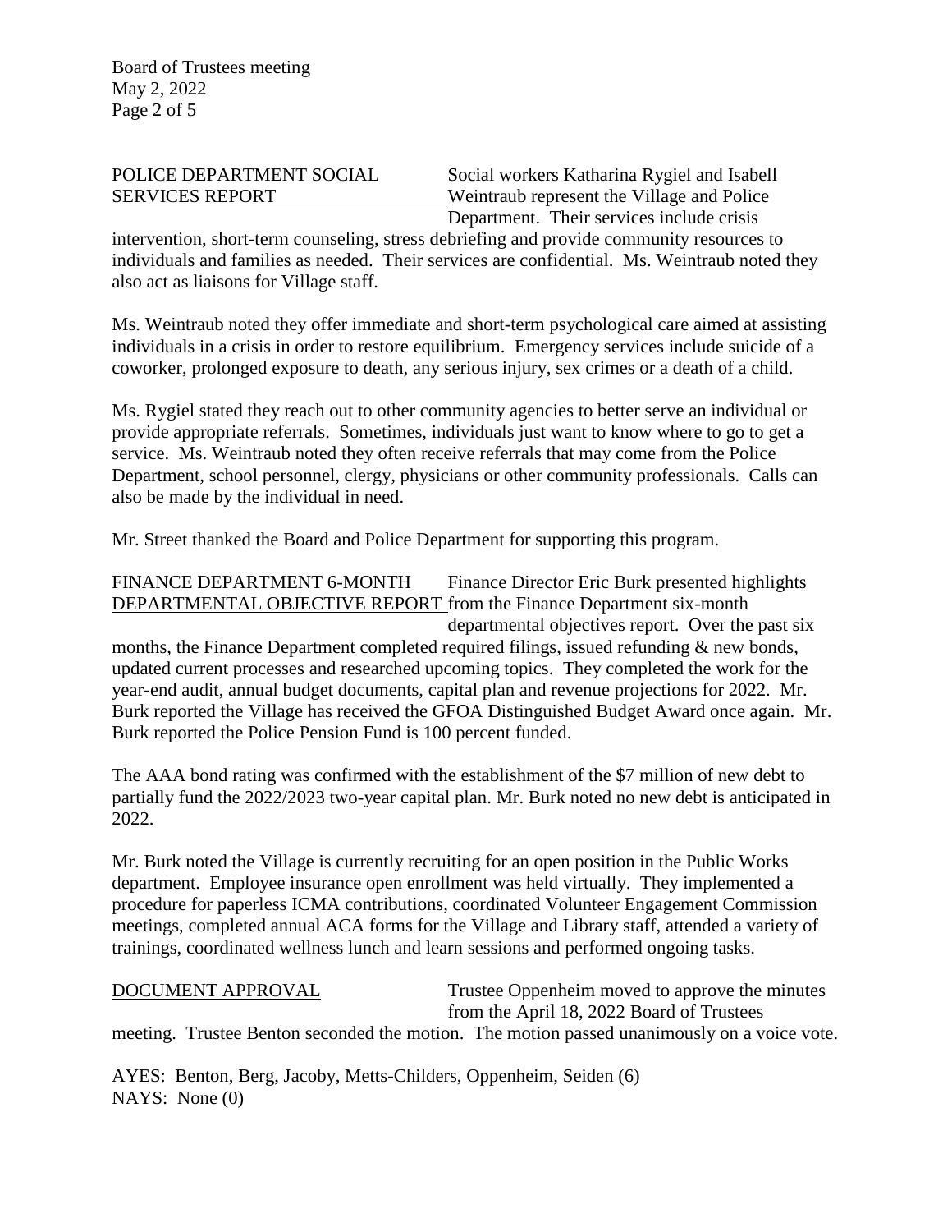**POLICE DEPARTMENT SOCIAL SERVICES REPORT**

Social workers Katharina Rygiel and Isabell Weintraub represent the Village and Police Department. Their services include crisis intervention, short-term counseling, stress debriefing and provide community resources to individuals and families as needed. Their services are confidential. Ms. Weintraub noted they also act as liaisons for Village staff.

Ms. Weintraub noted they offer immediate and short-term psychological care aimed at assisting individuals in a crisis in order to restore equilibrium. Emergency services include suicide of a coworker, prolonged exposure to death, any serious injury, sex crimes or a death of a child.

Ms. Rygiel stated they reach out to other community agencies to better serve an individual or provide appropriate referrals. Sometimes, individuals just want to know where to go to get a service. Ms. Weintraub noted they often receive referrals that may come from the Police Department, school personnel, clergy, physicians or other community professionals. Calls can also be made by the individual in need.

Mr. Street thanked the Board and Police Department for supporting this program.

**FINANCE DEPARTMENT 6-MONTH DEPARTMENTAL OBJECTIVE REPORT**

Finance Director Eric Burk presented highlights from the Finance Department six-month departmental objectives report. Over the past six months, the Finance Department completed required filings, issued refunding & new bonds, updated current processes and researched upcoming topics. They completed the work for the year-end audit, annual budget documents, capital plan and revenue projections for 2022. Mr. Burk reported the Village has received the GFOA Distinguished Budget Award once again. Mr. Burk reported the Police Pension Fund is 100 percent funded.

The AAA bond rating was confirmed with the establishment of the $7 million of new debt to partially fund the 2022/2023 two-year capital plan. Mr. Burk noted no new debt is anticipated in 2022.

Mr. Burk noted the Village is currently recruiting for an open position in the Public Works department. Employee insurance open enrollment was held virtually. They implemented a procedure for paperless ICMA contributions, coordinated Volunteer Engagement Commission meetings, completed annual ACA forms for the Village and Library staff, attended a variety of trainings, coordinated wellness lunch and learn sessions and performed ongoing tasks.

**DOCUMENT APPROVAL**

Trustee Oppenheim moved to approve the minutes from the April 18, 2022 Board of Trustees meeting. Trustee Benton seconded the motion. The motion passed unanimously on a voice vote.

AYES: Benton, Berg, Jacoby, Metts-Childers, Oppenheim, Seiden (6)
NAYS: None (0)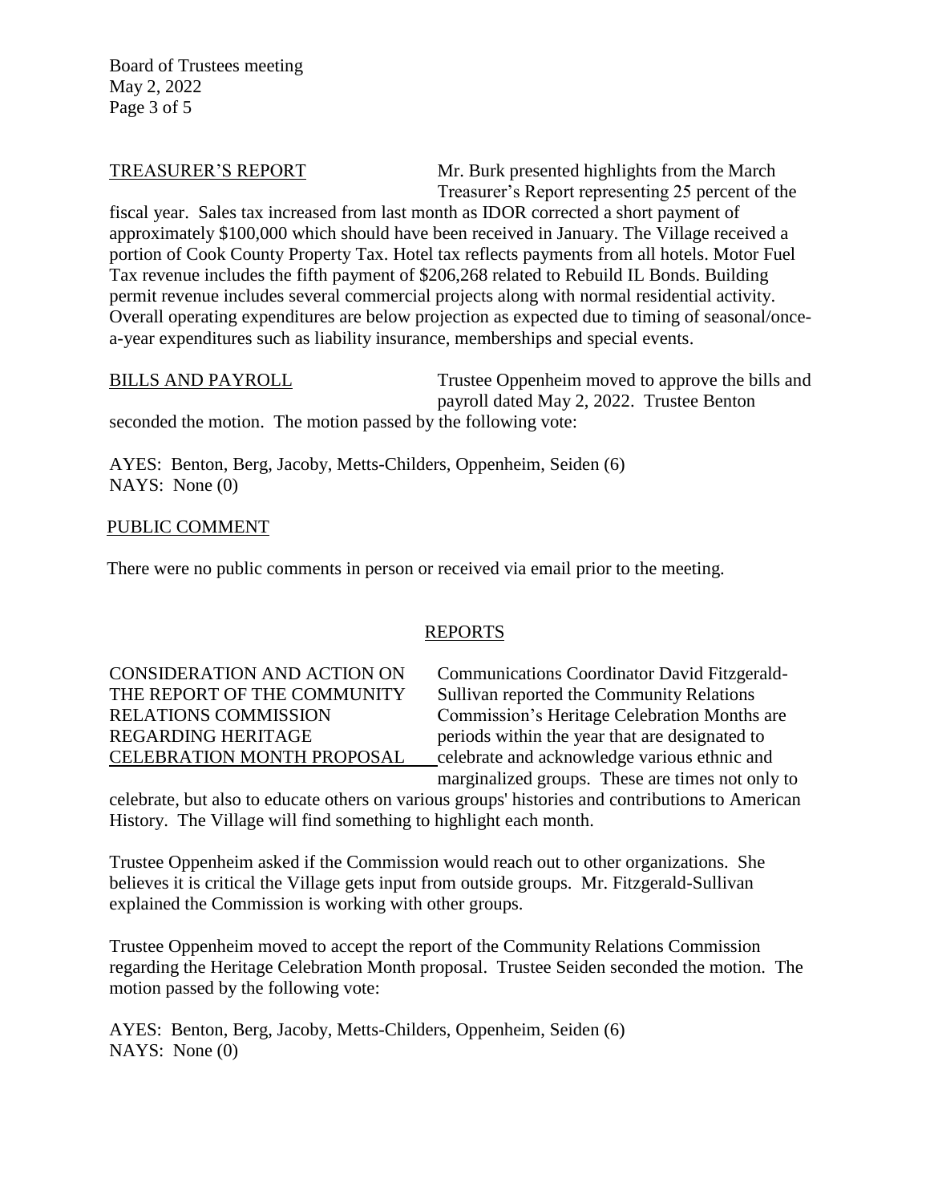TREASURER'S REPORT

Mr. Burk presented highlights from the March Treasurer's Report representing 25 percent of the fiscal year. Sales tax increased from last month as IDOR corrected a short payment of approximately $100,000 which should have been received in January. The Village received a portion of Cook County Property Tax. Hotel tax reflects payments from all hotels. Motor Fuel Tax revenue includes the fifth payment of $206,268 related to Rebuild IL Bonds. Building permit revenue includes several commercial projects along with normal residential activity. Overall operating expenditures are below projection as expected due to timing of seasonal/once-a-year expenditures such as liability insurance, memberships and special events.

BILLS AND PAYROLL

Trustee Oppenheim moved to approve the bills and payroll dated May 2, 2022. Trustee Benton seconded the motion. The motion passed by the following vote:

AYES: Benton, Berg, Jacoby, Metts-Childers, Oppenheim, Seiden (6)
NAYS: None (0)

PUBLIC COMMENT

There were no public comments in person or received via email prior to the meeting.

## REPORTS

CONSIDERATION AND ACTION ON THE REPORT OF THE COMMUNITY RELATIONS COMMISSION REGARDING HERITAGE CELEBRATION MONTH PROPOSAL

Communications Coordinator David Fitzgerald-Sullivan reported the Community Relations Commission's Heritage Celebration Months are periods within the year that are designated to celebrate and acknowledge various ethnic and marginalized groups. These are times not only to celebrate, but also to educate others on various groups' histories and contributions to American History. The Village will find something to highlight each month.

Trustee Oppenheim asked if the Commission would reach out to other organizations. She believes it is critical the Village gets input from outside groups. Mr. Fitzgerald-Sullivan explained the Commission is working with other groups.

Trustee Oppenheim moved to accept the report of the Community Relations Commission regarding the Heritage Celebration Month proposal. Trustee Seiden seconded the motion. The motion passed by the following vote:

AYES: Benton, Berg, Jacoby, Metts-Childers, Oppenheim, Seiden (6)
NAYS: None (0)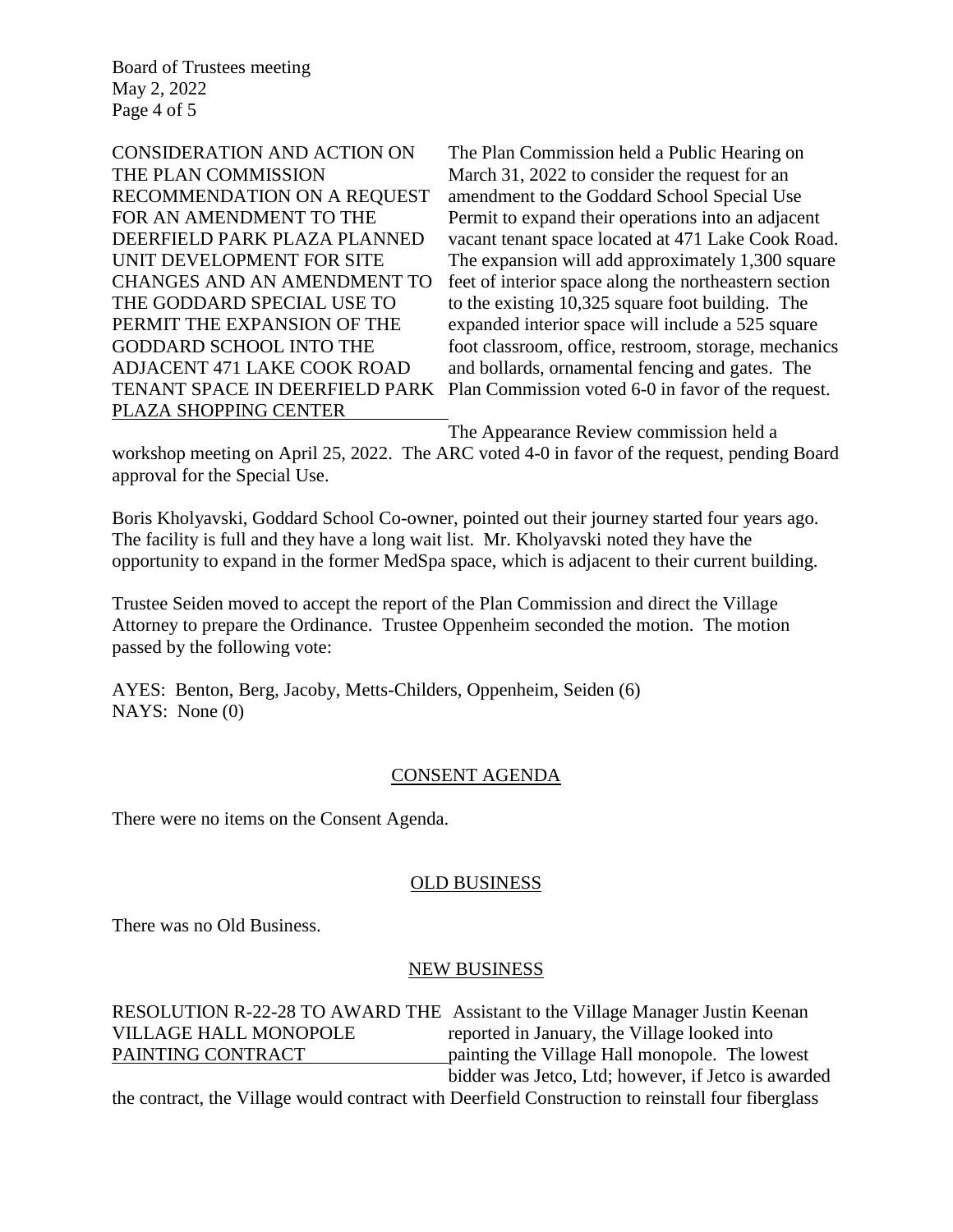CONSIDERATION AND ACTION ON THE PLAN COMMISSION RECOMMENDATION ON A REQUEST FOR AN AMENDMENT TO THE DEERFIELD PARK PLAZA PLANNED UNIT DEVELOPMENT FOR SITE CHANGES AND AN AMENDMENT TO THE GODDARD SPECIAL USE TO PERMIT THE EXPANSION OF THE GODDARD SCHOOL INTO THE ADJACENT 471 LAKE COOK ROAD TENANT SPACE IN DEERFIELD PARK PLAZA SHOPPING CENTER

The Plan Commission held a Public Hearing on March 31, 2022 to consider the request for an amendment to the Goddard School Special Use Permit to expand their operations into an adjacent vacant tenant space located at 471 Lake Cook Road. The expansion will add approximately 1,300 square feet of interior space along the northeastern section to the existing 10,325 square foot building. The expanded interior space will include a 525 square foot classroom, office, restroom, storage, mechanics and bollards, ornamental fencing and gates. The Plan Commission voted 6-0 in favor of the request.

The Appearance Review commission held a workshop meeting on April 25, 2022. The ARC voted 4-0 in favor of the request, pending Board approval for the Special Use.

Boris Kholyavski, Goddard School Co-owner, pointed out their journey started four years ago. The facility is full and they have a long wait list. Mr. Kholyavski noted they have the opportunity to expand in the former MedSpa space, which is adjacent to their current building.

Trustee Seiden moved to accept the report of the Plan Commission and direct the Village Attorney to prepare the Ordinance. Trustee Oppenheim seconded the motion. The motion passed by the following vote:

AYES: Benton, Berg, Jacoby, Metts-Childers, Oppenheim, Seiden (6)
NAYS: None (0)

## CONSENT AGENDA

There were no items on the Consent Agenda.

## OLD BUSINESS

There was no Old Business.

## NEW BUSINESS

RESOLUTION R-22-28 TO AWARD THE VILLAGE HALL MONOPOLE PAINTING CONTRACT

Assistant to the Village Manager Justin Keenan reported in January, the Village looked into painting the Village Hall monopole. The lowest bidder was Jetco, Ltd; however, if Jetco is awarded the contract, the Village would contract with Deerfield Construction to reinstall four fiberglass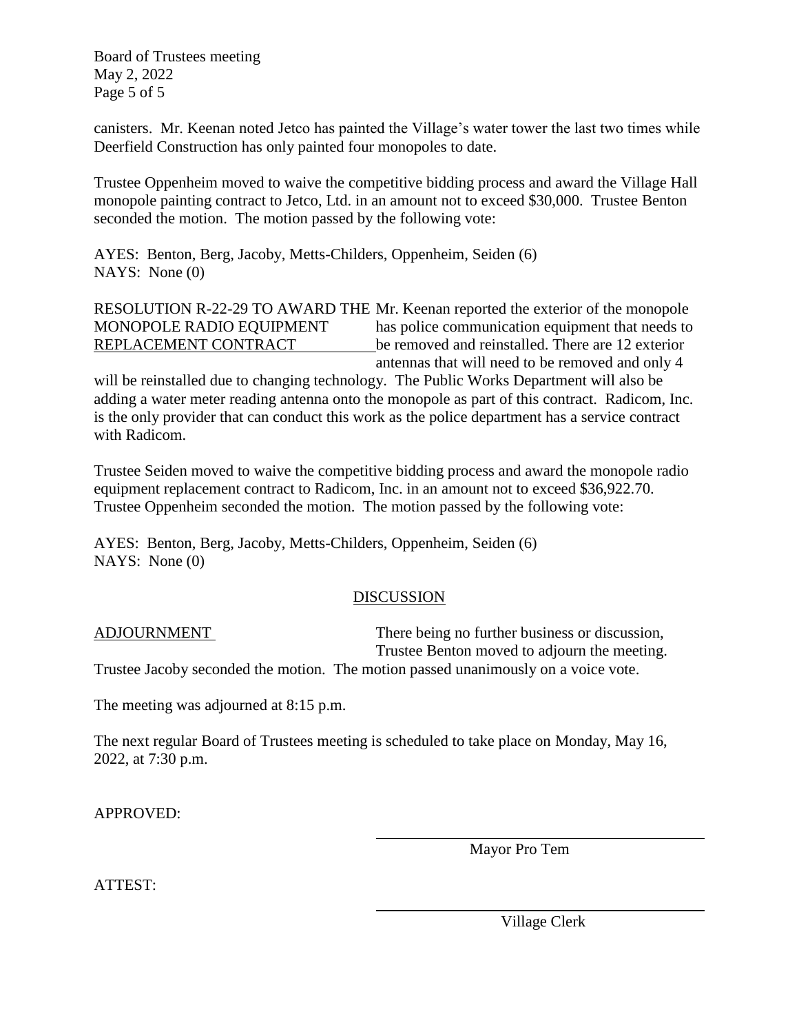canisters. Mr. Keenan noted Jetco has painted the Village's water tower the last two times while Deerfield Construction has only painted four monopoles to date.

Trustee Oppenheim moved to waive the competitive bidding process and award the Village Hall monopole painting contract to Jetco, Ltd. in an amount not to exceed $30,000. Trustee Benton seconded the motion. The motion passed by the following vote:

AYES: Benton, Berg, Jacoby, Metts-Childers, Oppenheim, Seiden (6)
NAYS: None (0)

RESOLUTION R-22-29 TO AWARD THE MONOPOLE RADIO EQUIPMENT REPLACEMENT CONTRACT

Mr. Keenan reported the exterior of the monopole has police communication equipment that needs to be removed and reinstalled. There are 12 exterior antennas that will need to be removed and only 4 will be reinstalled due to changing technology. The Public Works Department will also be adding a water meter reading antenna onto the monopole as part of this contract. Radicom, Inc. is the only provider that can conduct this work as the police department has a service contract with Radicom.

Trustee Seiden moved to waive the competitive bidding process and award the monopole radio equipment replacement contract to Radicom, Inc. in an amount not to exceed $36,922.70. Trustee Oppenheim seconded the motion. The motion passed by the following vote:

AYES: Benton, Berg, Jacoby, Metts-Childers, Oppenheim, Seiden (6)
NAYS: None (0)

## DISCUSSION

ADJOURNMENT

There being no further business or discussion, Trustee Benton moved to adjourn the meeting. Trustee Jacoby seconded the motion. The motion passed unanimously on a voice vote.

The meeting was adjourned at 8:15 p.m.

The next regular Board of Trustees meeting is scheduled to take place on Monday, May 16, 2022, at 7:30 p.m.

APPROVED:

Mayor Pro Tem

ATTEST:

Village Clerk